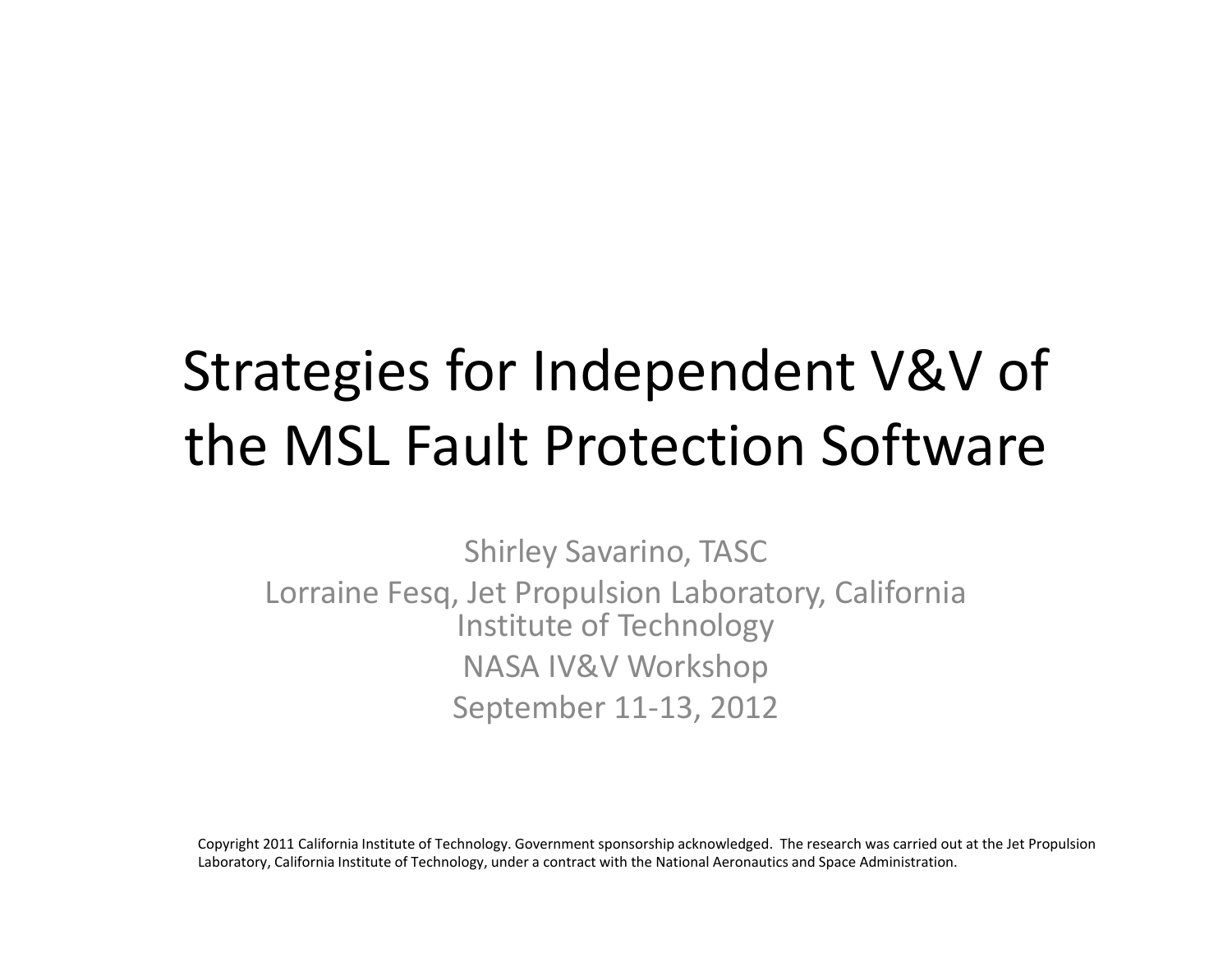# Strategies for Independent V&V of the MSL Fault Protection Software

Shirley Savarino, TASC

Lorraine Fesq, Jet Propulsion Laboratory, California Institute of Technology

NASA IV&V Workshop

September 11-13, 2012

Copyright 2011 California Institute of Technology. Government sponsorship acknowledged. The research was carried out at the Jet Propulsion Laboratory, California Institute of Technology, under a contract with the National Aeronautics and Space Administration.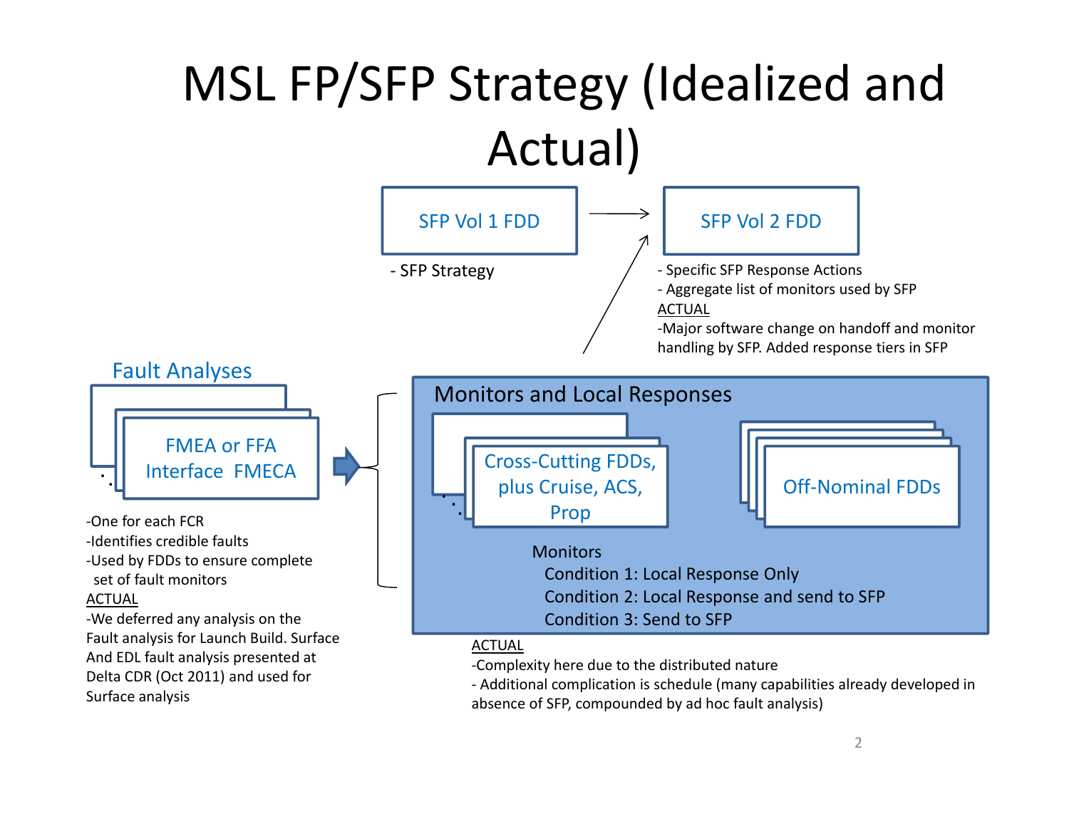# MSL FP/SFP Strategy (Idealized and Actual)

**SFP Vol 1 FDD**

- SFP Strategy

**SFP Vol 2 FDD**

- Specific SFP Response Actions
- Aggregate list of monitors used by SFP

<u>ACTUAL</u>

-Major software change on handoff and monitor handling by SFP. Added response tiers in SFP

## Fault Analyses

**FMEA or FFA**
**Interface FMECA**

-One for each FCR
-Identifies credible faults
-Used by FDDs to ensure complete set of fault monitors

<u>ACTUAL</u>

-We deferred any analysis on the Fault analysis for Launch Build. Surface And EDL fault analysis presented at Delta CDR (Oct 2011) and used for Surface analysis

## Monitors and Local Responses

**Cross-Cutting FDDs, plus Cruise, ACS, Prop**

**Off-Nominal FDDs**

Monitors
- Condition 1: Local Response Only
- Condition 2: Local Response and send to SFP
- Condition 3: Send to SFP

<u>ACTUAL</u>

-Complexity here due to the distributed nature
- Additional complication is schedule (many capabilities already developed in absence of SFP, compounded by ad hoc fault analysis)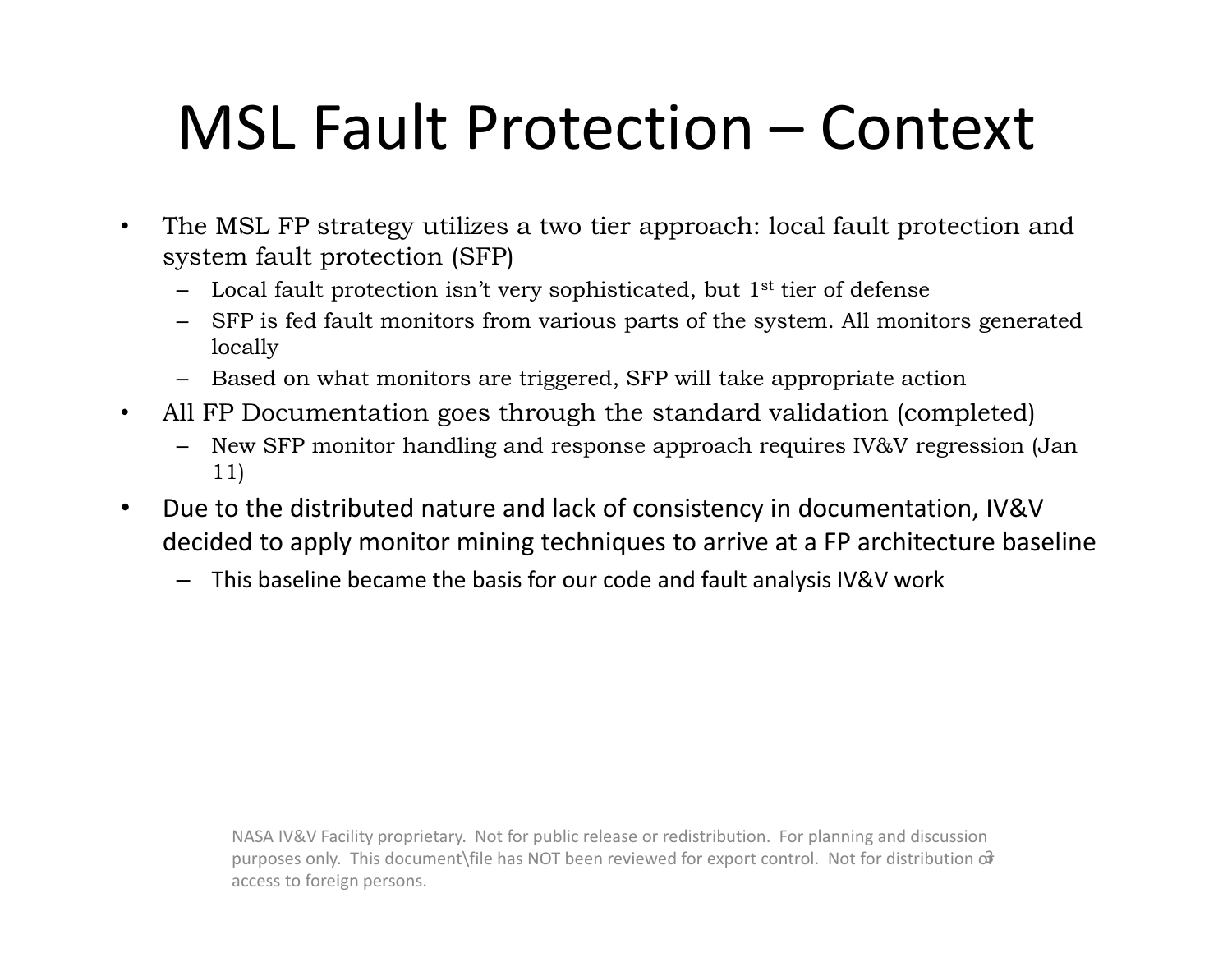# MSL Fault Protection – Context

- The MSL FP strategy utilizes a two tier approach: local fault protection and system fault protection (SFP)
  - Local fault protection isn't very sophisticated, but 1st tier of defense
  - SFP is fed fault monitors from various parts of the system. All monitors generated locally
  - Based on what monitors are triggered, SFP will take appropriate action
- All FP Documentation goes through the standard validation (completed)
  - New SFP monitor handling and response approach requires IV&V regression (Jan 11)
- Due to the distributed nature and lack of consistency in documentation, IV&V decided to apply monitor mining techniques to arrive at a FP architecture baseline
  - This baseline became the basis for our code and fault analysis IV&V work

NASA IV&V Facility proprietary. Not for public release or redistribution. For planning and discussion purposes only. This document\file has NOT been reviewed for export control. Not for distribution or access to foreign persons.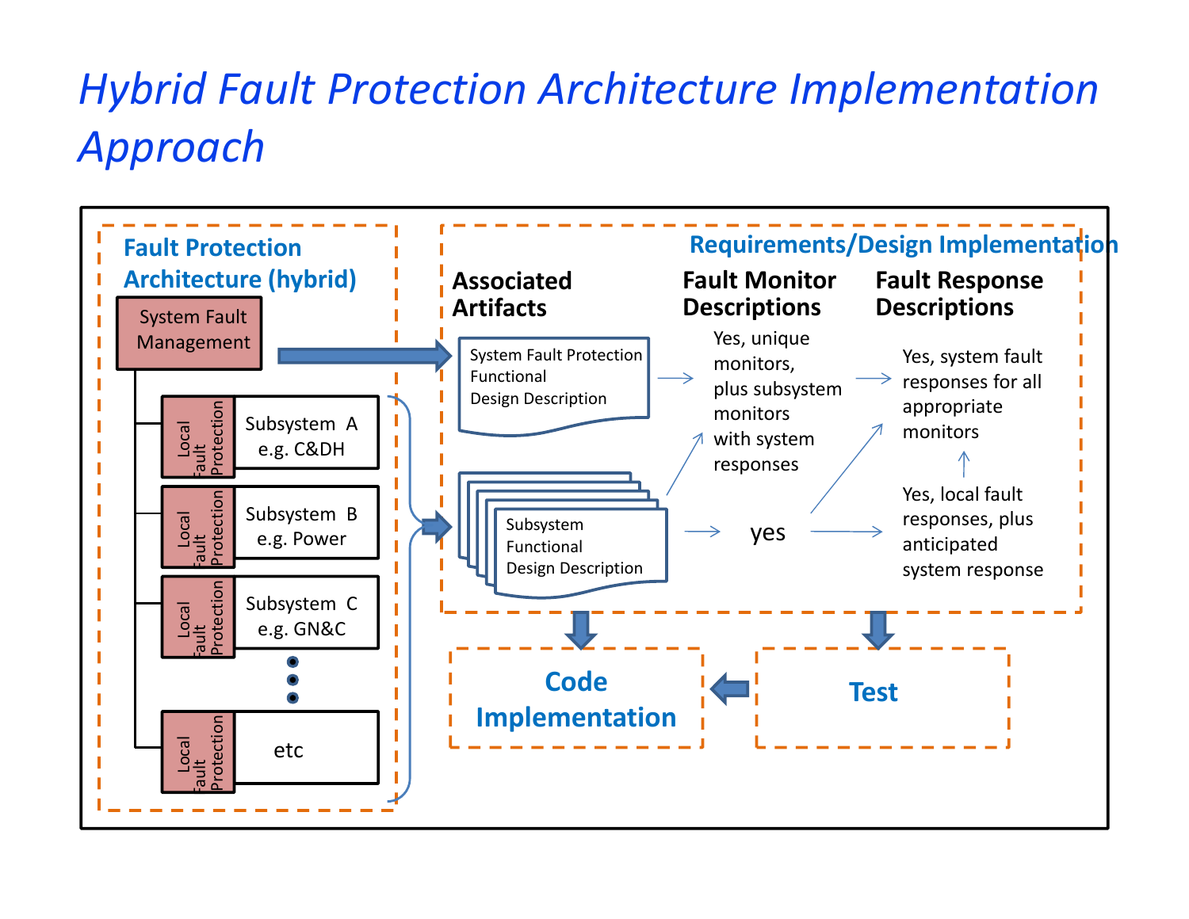# Hybrid Fault Protection Architecture Implementation Approach

**Fault Protection Architecture (hybrid)**

- System Fault Management
  - Local Fault Protection — Subsystem A e.g. C&DH
  - Local Fault Protection — Subsystem B e.g. Power
  - Local Fault Protection — Subsystem C e.g. GN&C
  - •
  - •
  - •
  - Local Fault Protection — etc

**Requirements/Design Implementation**

| Associated Artifacts | Fault Monitor Descriptions | Fault Response Descriptions |
|---|---|---|
| System Fault Protection Functional Design Description | Yes, unique monitors, plus subsystem monitors with system responses | Yes, system fault responses for all appropriate monitors |
| Subsystem Functional Design Description | yes | Yes, local fault responses, plus anticipated system response |

**Code Implementation**

**Test**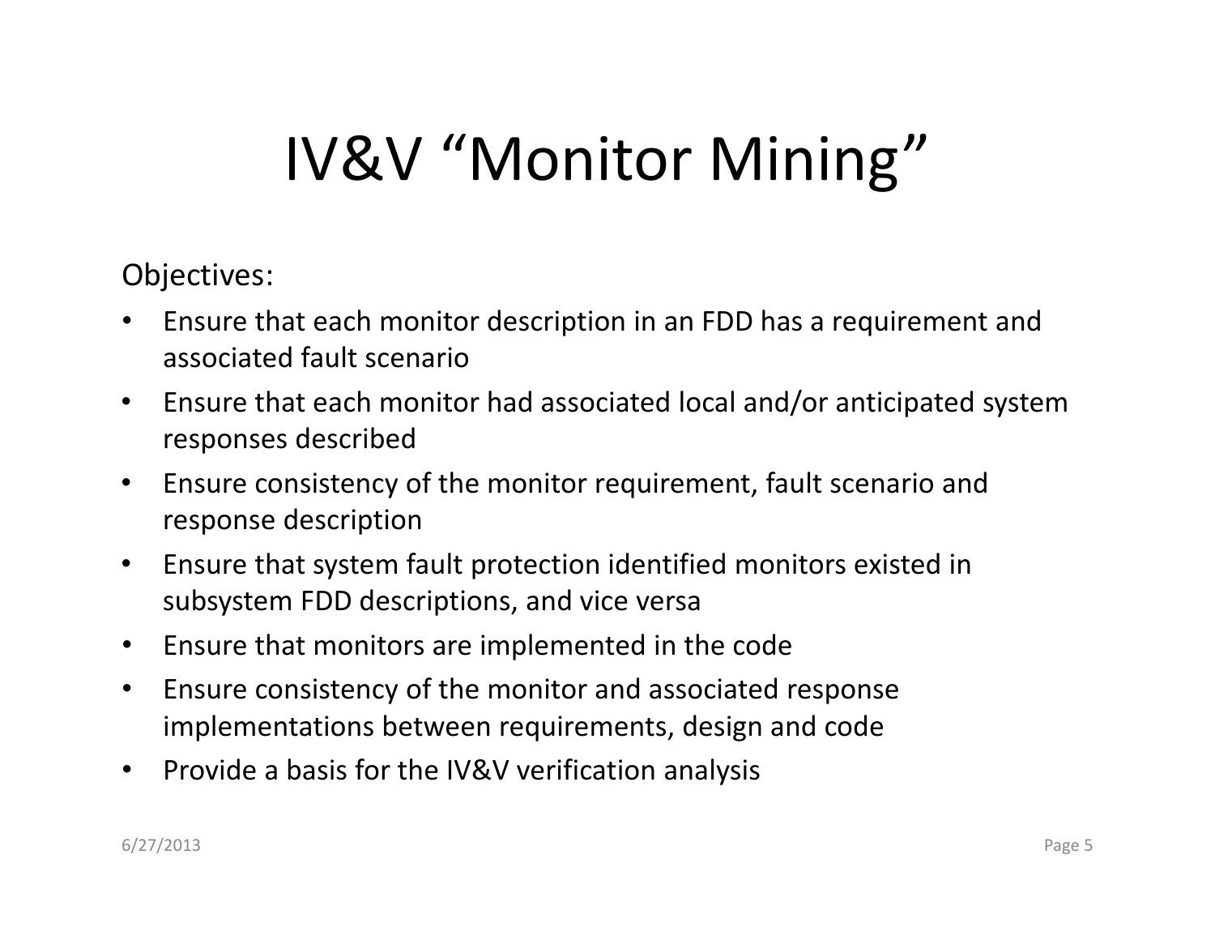# IV&V "Monitor Mining"

Objectives:

- Ensure that each monitor description in an FDD has a requirement and associated fault scenario
- Ensure that each monitor had associated local and/or anticipated system responses described
- Ensure consistency of the monitor requirement, fault scenario and response description
- Ensure that system fault protection identified monitors existed in subsystem FDD descriptions, and vice versa
- Ensure that monitors are implemented in the code
- Ensure consistency of the monitor and associated response implementations between requirements, design and code
- Provide a basis for the IV&V verification analysis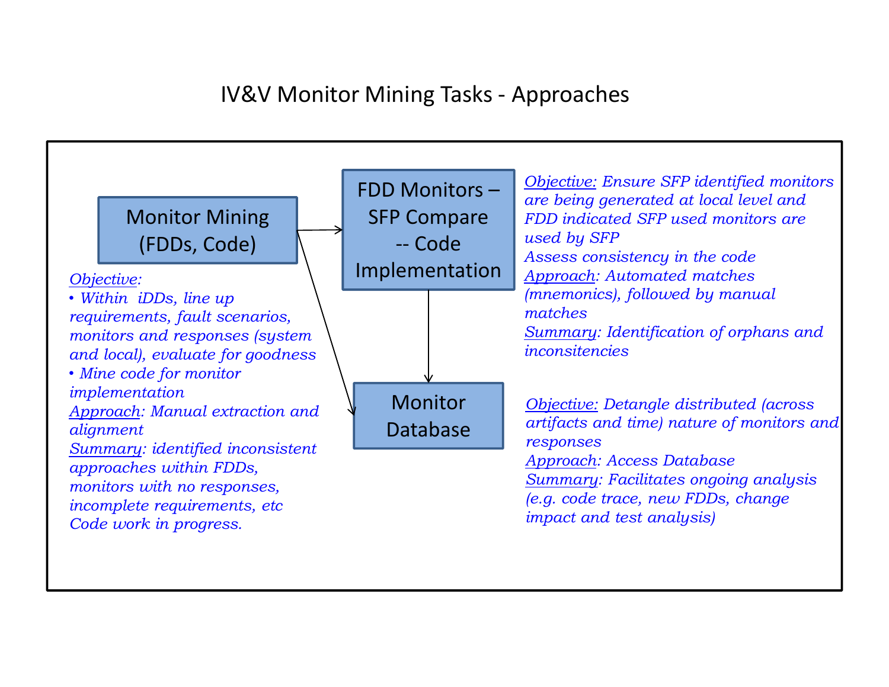# IV&V Monitor Mining Tasks - Approaches

**Monitor Mining (FDDs, Code)**

*<u>Objective</u>:*

- *Within iDDs, line up requirements, fault scenarios, monitors and responses (system and local), evaluate for goodness*
- *Mine code for monitor implementation*

*<u>Approach</u>: Manual extraction and alignment*

*<u>Summary</u>: identified inconsistent approaches within FDDs, monitors with no responses, incomplete requirements, etc*

*Code work in progress.*

**FDD Monitors – SFP Compare -- Code Implementation**

*<u>Objective:</u> Ensure SFP identified monitors are being generated at local level and FDD indicated SFP used monitors are used by SFP*

*Assess consistency in the code*

*<u>Approach</u>: Automated matches (mnemonics), followed by manual matches*

*<u>Summary</u>: Identification of orphans and inconsitencies*

**Monitor Database**

*<u>Objective:</u> Detangle distributed (across artifacts and time) nature of monitors and responses*

*<u>Approach</u>: Access Database*

*<u>Summary</u>: Facilitates ongoing analysis (e.g. code trace, new FDDs, change impact and test analysis)*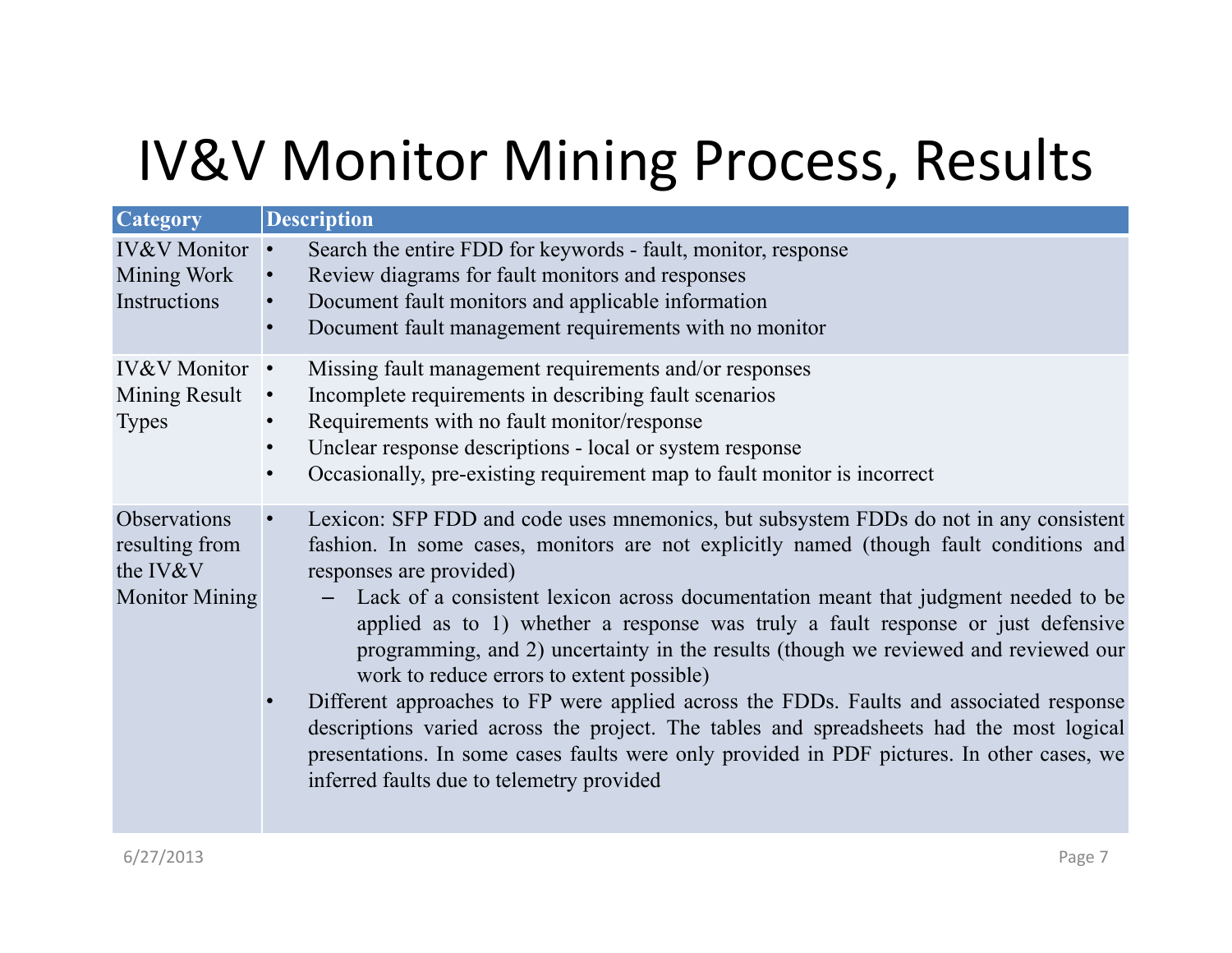# IV&V Monitor Mining Process, Results

| Category | Description |
| --- | --- |
| IV&V Monitor Mining Work Instructions | • Search the entire FDD for keywords - fault, monitor, response<br>• Review diagrams for fault monitors and responses<br>• Document fault monitors and applicable information<br>• Document fault management requirements with no monitor |
| IV&V Monitor Mining Result Types | • Missing fault management requirements and/or responses<br>• Incomplete requirements in describing fault scenarios<br>• Requirements with no fault monitor/response<br>• Unclear response descriptions - local or system response<br>• Occasionally, pre-existing requirement map to fault monitor is incorrect |
| Observations resulting from the IV&V Monitor Mining | • Lexicon: SFP FDD and code uses mnemonics, but subsystem FDDs do not in any consistent fashion. In some cases, monitors are not explicitly named (though fault conditions and responses are provided)<br>&nbsp;&nbsp;– Lack of a consistent lexicon across documentation meant that judgment needed to be applied as to 1) whether a response was truly a fault response or just defensive programming, and 2) uncertainty in the results (though we reviewed and reviewed our work to reduce errors to extent possible)<br>• Different approaches to FP were applied across the FDDs. Faults and associated response descriptions varied across the project. The tables and spreadsheets had the most logical presentations. In some cases faults were only provided in PDF pictures. In other cases, we inferred faults due to telemetry provided |

6/27/2013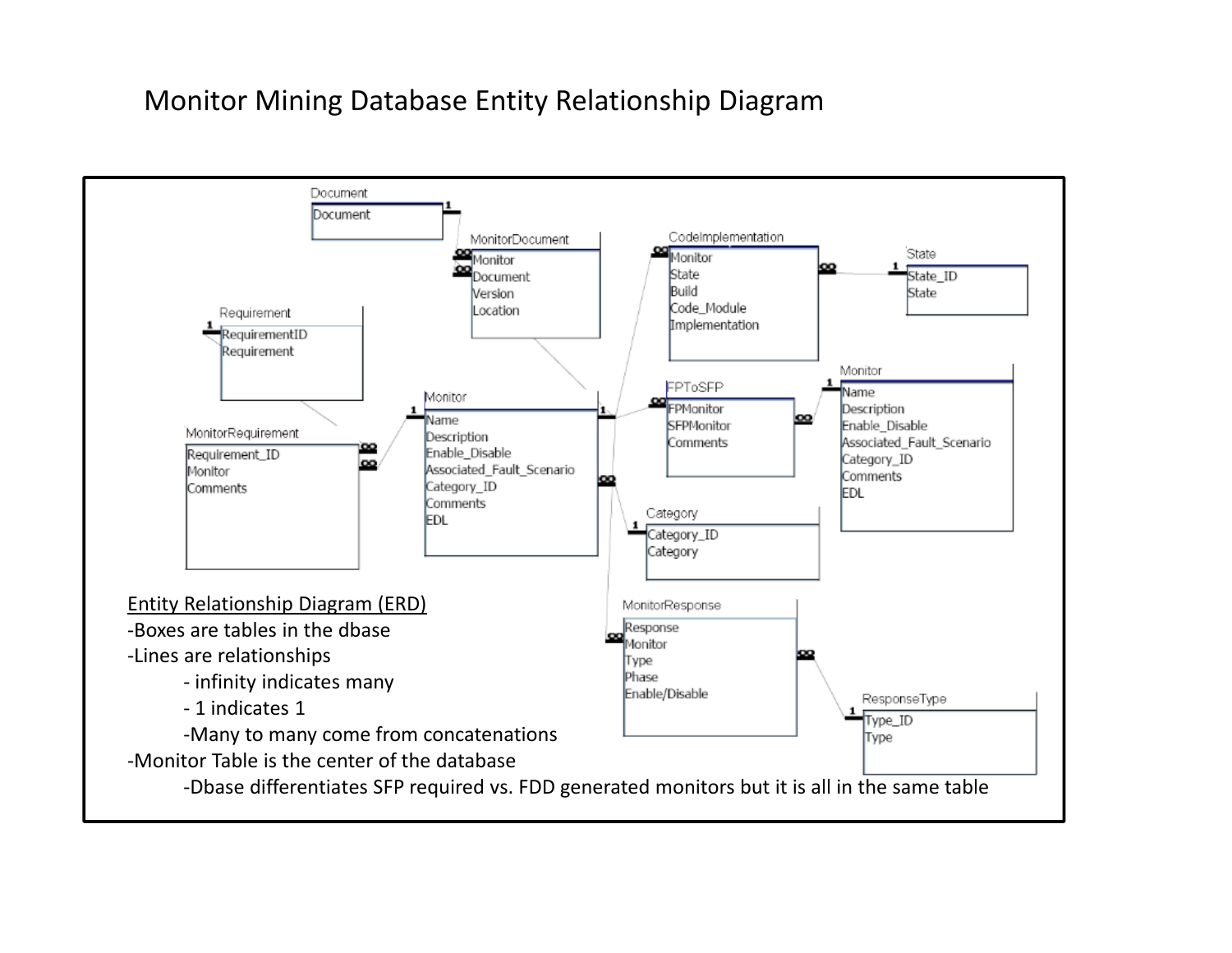# Monitor Mining Database Entity Relationship Diagram

**Document**
- Document

**MonitorDocument**
- Monitor
- Document
- Version
- Location

**CodeImplementation**
- Monitor
- State
- Build
- Code_Module
- Implementation

**State**
- State_ID
- State

**Requirement**
- RequirementID
- Requirement

**MonitorRequirement**
- Requirement_ID
- Monitor
- Comments

**Monitor**
- Name
- Description
- Enable_Disable
- Associated_Fault_Scenario
- Category_ID
- Comments
- EDL

**FPToSFP**
- FPMonitor
- SFPMonitor
- Comments

**Monitor**
- Name
- Description
- Enable_Disable
- Associated_Fault_Scenario
- Category_ID
- Comments
- EDL

**Category**
- Category_ID
- Category

**MonitorResponse**
- Response
- Monitor
- Type
- Phase
- Enable/Disable

**ResponseType**
- Type_ID
- Type

<u>Entity Relationship Diagram (ERD)</u>

- Boxes are tables in the dbase
- Lines are relationships
  - infinity indicates many
  - 1 indicates 1
  - Many to many come from concatenations
- Monitor Table is the center of the database
  - Dbase differentiates SFP required vs. FDD generated monitors but it is all in the same table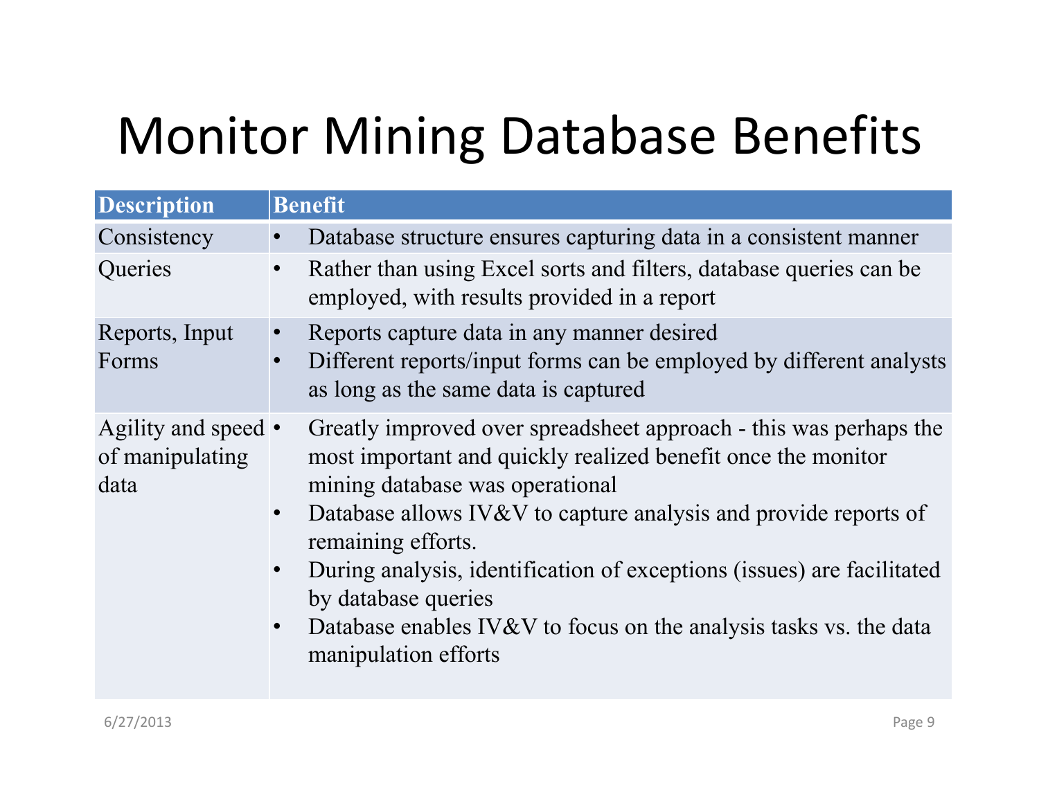# Monitor Mining Database Benefits

| Description | Benefit |
|---|---|
| Consistency | • Database structure ensures capturing data in a consistent manner |
| Queries | • Rather than using Excel sorts and filters, database queries can be employed, with results provided in a report |
| Reports, Input Forms | • Reports capture data in any manner desired<br>• Different reports/input forms can be employed by different analysts as long as the same data is captured |
| Agility and speed of manipulating data | • Greatly improved over spreadsheet approach - this was perhaps the most important and quickly realized benefit once the monitor mining database was operational<br>• Database allows IV&V to capture analysis and provide reports of remaining efforts.<br>• During analysis, identification of exceptions (issues) are facilitated by database queries<br>• Database enables IV&V to focus on the analysis tasks vs. the data manipulation efforts |

6/27/2013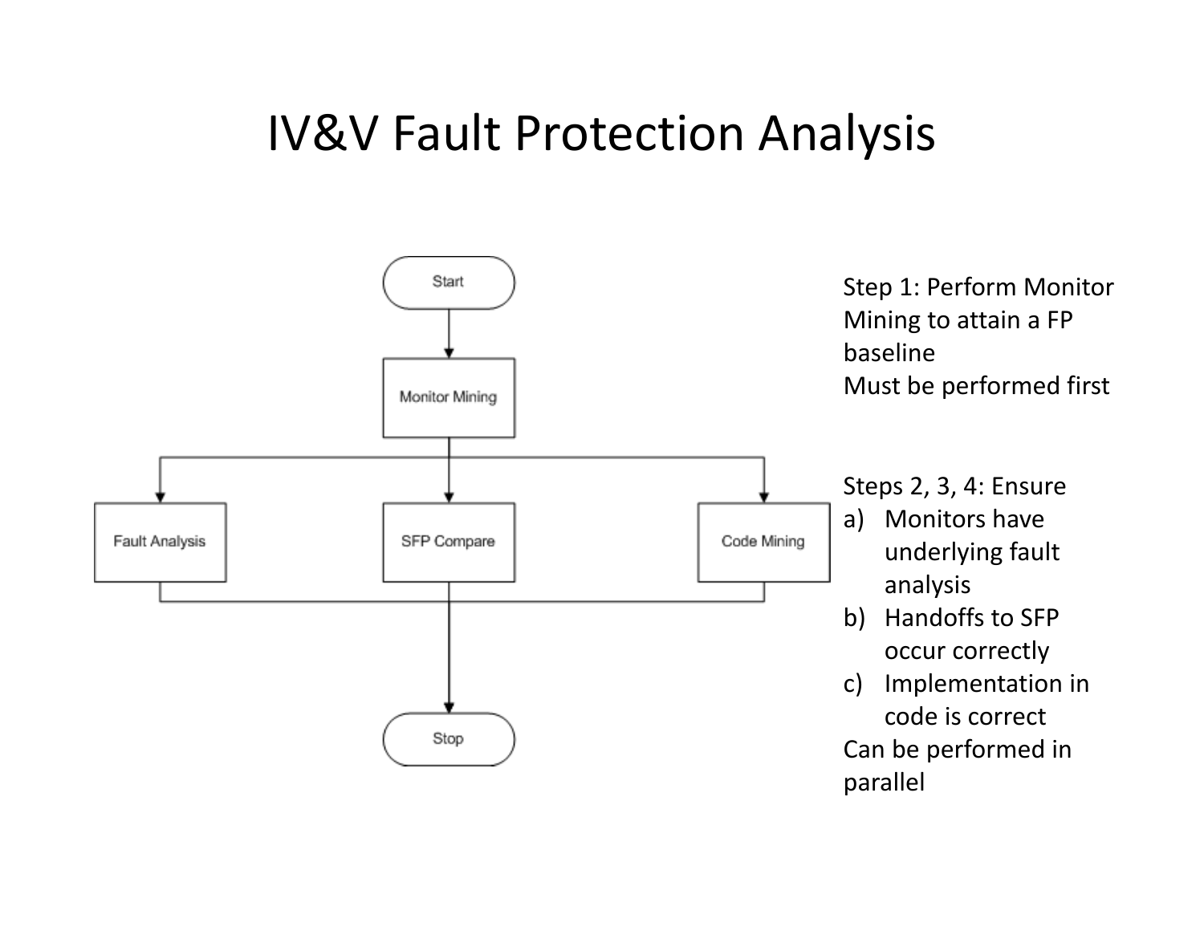# IV&V Fault Protection Analysis

Start → Monitor Mining → (Fault Analysis | SFP Compare | Code Mining) → Stop

Step 1: Perform Monitor Mining to attain a FP baseline
Must be performed first

Steps 2, 3, 4: Ensure

a) Monitors have underlying fault analysis
b) Handoffs to SFP occur correctly
c) Implementation in code is correct

Can be performed in parallel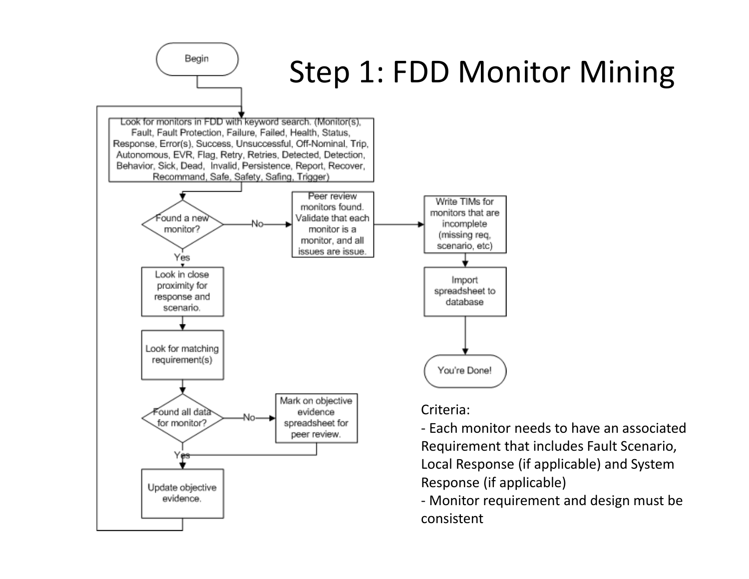# Step 1: FDD Monitor Mining

Begin

Look for monitors in FDD with keyword search. (Monitor(s), Fault, Fault Protection, Failure, Failed, Health, Status, Response, Error(s), Success, Unsuccessful, Off-Nominal, Trip, Autonomous, EVR, Flag, Retry, Retries, Detected, Detection, Behavior, Sick, Dead, Invalid, Persistence, Report, Recover, Recommand, Safe, Safety, Safing, Trigger)

Found a new monitor?

- No → Peer review monitors found. Validate that each monitor is a monitor, and all issues are issue. → Write TIMs for monitors that are incomplete (missing req, scenario, etc) → Import spreadsheet to database → You're Done!
- Yes → Look in close proximity for response and scenario. → Look for matching requirement(s) → Found all data for monitor?
  - No → Mark on objective evidence spreadsheet for peer review. → Update objective evidence.
  - Yes → Update objective evidence. → (return to keyword search)

Criteria:

- Each monitor needs to have an associated Requirement that includes Fault Scenario, Local Response (if applicable) and System Response (if applicable)
- Monitor requirement and design must be consistent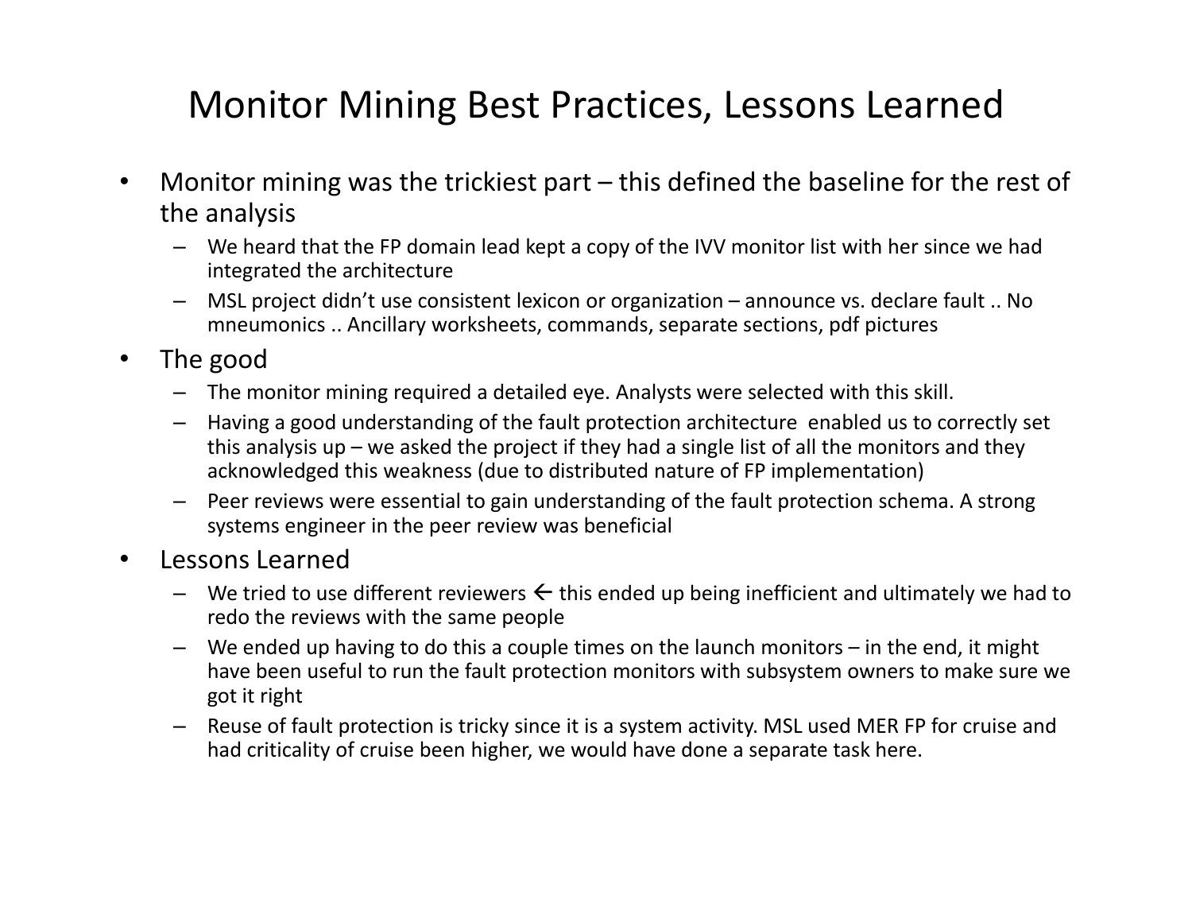# Monitor Mining Best Practices, Lessons Learned

- Monitor mining was the trickiest part – this defined the baseline for the rest of the analysis
  - We heard that the FP domain lead kept a copy of the IVV monitor list with her since we had integrated the architecture
  - MSL project didn't use consistent lexicon or organization – announce vs. declare fault .. No mneumonics .. Ancillary worksheets, commands, separate sections, pdf pictures
- The good
  - The monitor mining required a detailed eye. Analysts were selected with this skill.
  - Having a good understanding of the fault protection architecture enabled us to correctly set this analysis up – we asked the project if they had a single list of all the monitors and they acknowledged this weakness (due to distributed nature of FP implementation)
  - Peer reviews were essential to gain understanding of the fault protection schema. A strong systems engineer in the peer review was beneficial
- Lessons Learned
  - We tried to use different reviewers ← this ended up being inefficient and ultimately we had to redo the reviews with the same people
  - We ended up having to do this a couple times on the launch monitors – in the end, it might have been useful to run the fault protection monitors with subsystem owners to make sure we got it right
  - Reuse of fault protection is tricky since it is a system activity. MSL used MER FP for cruise and had criticality of cruise been higher, we would have done a separate task here.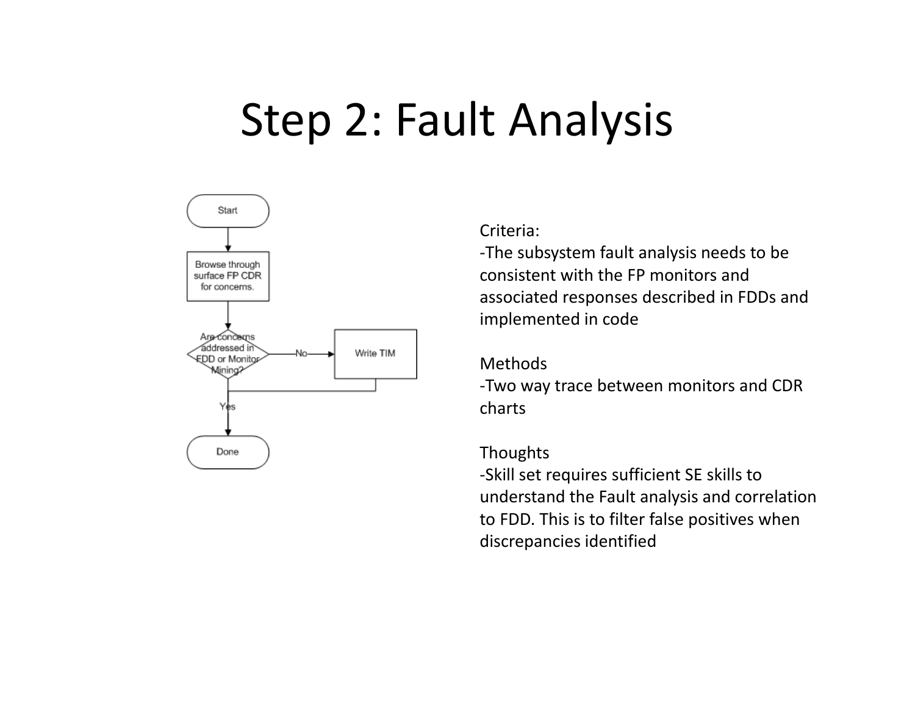# Step 2: Fault Analysis

Start

Browse through surface FP CDR for concerns.

Are concerns addressed in FDD or Monitor Mining?

No → Write TIM

Yes

Done

Criteria:

-The subsystem fault analysis needs to be consistent with the FP monitors and associated responses described in FDDs and implemented in code

Methods

-Two way trace between monitors and CDR charts

Thoughts

-Skill set requires sufficient SE skills to understand the Fault analysis and correlation to FDD. This is to filter false positives when discrepancies identified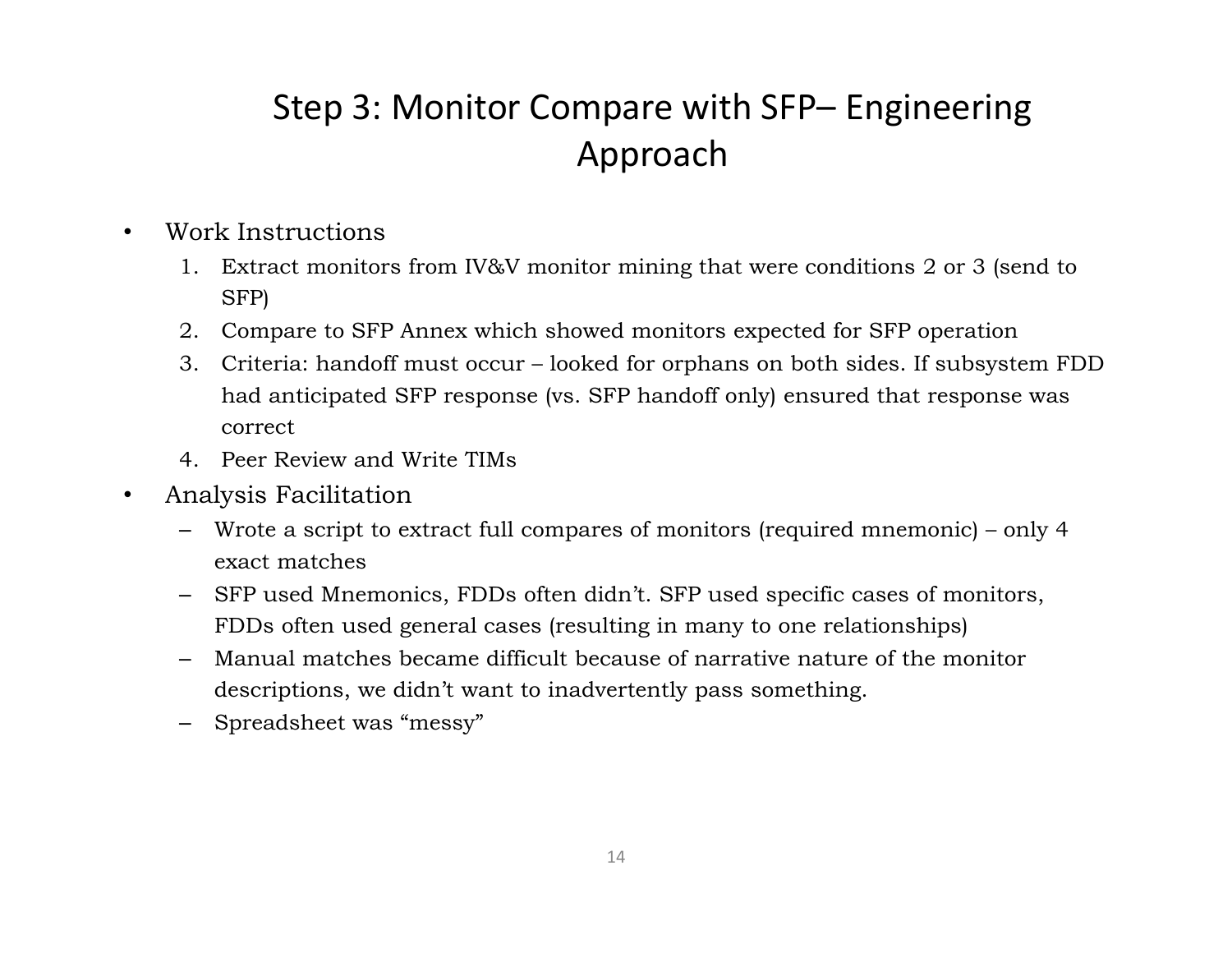# Step 3: Monitor Compare with SFP– Engineering Approach

- Work Instructions
  1. Extract monitors from IV&V monitor mining that were conditions 2 or 3 (send to SFP)
  2. Compare to SFP Annex which showed monitors expected for SFP operation
  3. Criteria: handoff must occur – looked for orphans on both sides. If subsystem FDD had anticipated SFP response (vs. SFP handoff only) ensured that response was correct
  4. Peer Review and Write TIMs
- Analysis Facilitation
  - Wrote a script to extract full compares of monitors (required mnemonic) – only 4 exact matches
  - SFP used Mnemonics, FDDs often didn't. SFP used specific cases of monitors, FDDs often used general cases (resulting in many to one relationships)
  - Manual matches became difficult because of narrative nature of the monitor descriptions, we didn't want to inadvertently pass something.
  - Spreadsheet was "messy"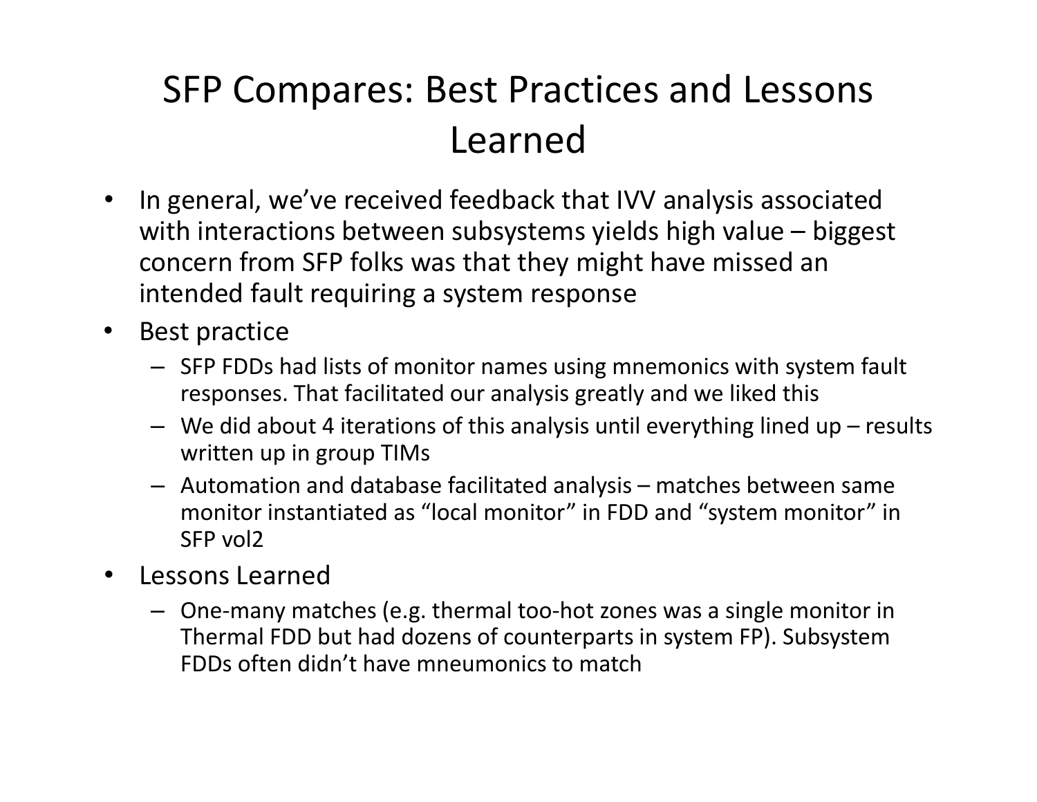# SFP Compares: Best Practices and Lessons Learned

- In general, we've received feedback that IVV analysis associated with interactions between subsystems yields high value – biggest concern from SFP folks was that they might have missed an intended fault requiring a system response
- Best practice
  - SFP FDDs had lists of monitor names using mnemonics with system fault responses. That facilitated our analysis greatly and we liked this
  - We did about 4 iterations of this analysis until everything lined up – results written up in group TIMs
  - Automation and database facilitated analysis – matches between same monitor instantiated as "local monitor" in FDD and "system monitor" in SFP vol2
- Lessons Learned
  - One-many matches (e.g. thermal too-hot zones was a single monitor in Thermal FDD but had dozens of counterparts in system FP). Subsystem FDDs often didn't have mneumonics to match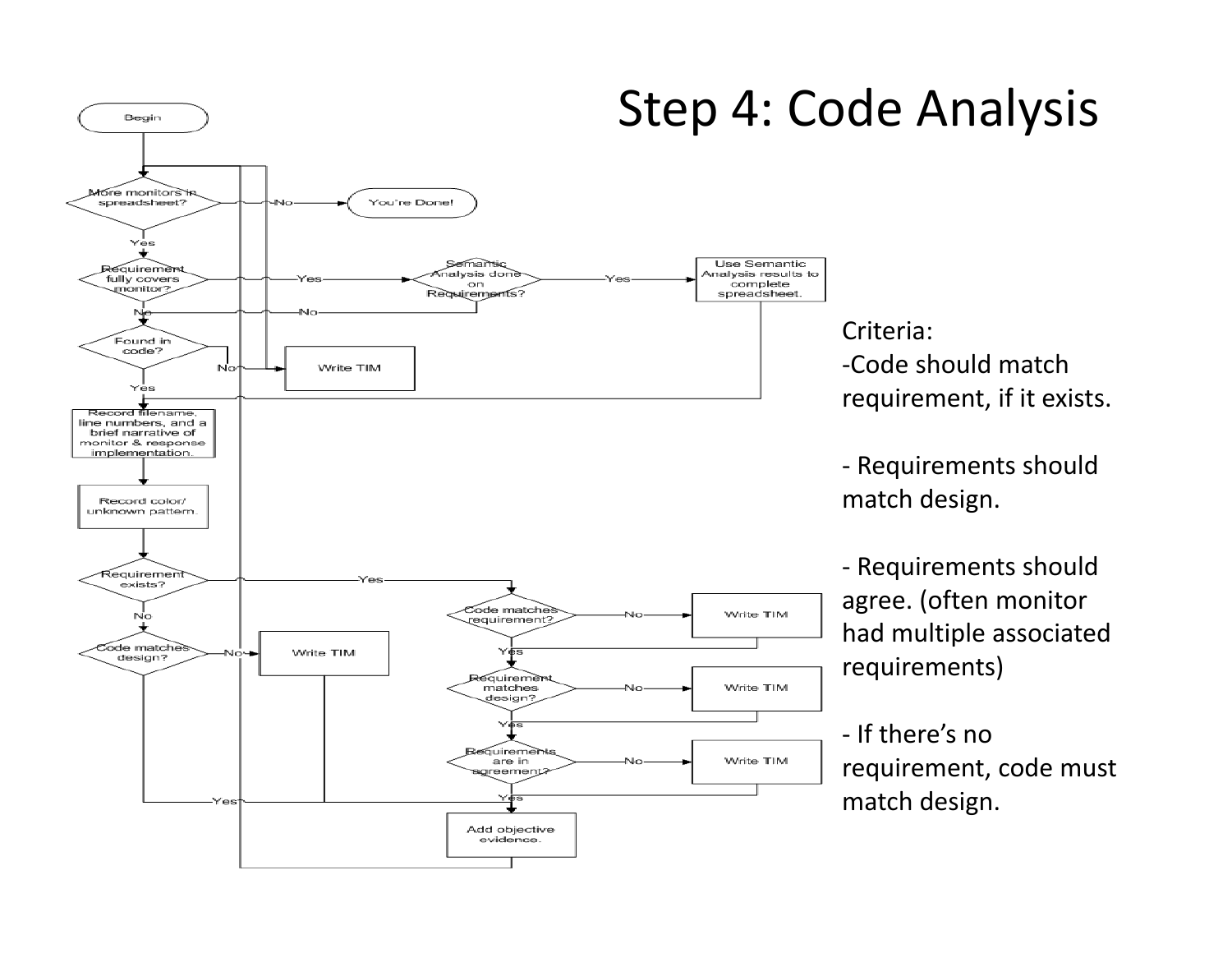# Step 4: Code Analysis

Criteria:

- Code should match requirement, if it exists.
- Requirements should match design.
- Requirements should agree. (often monitor had multiple associated requirements)
- If there's no requirement, code must match design.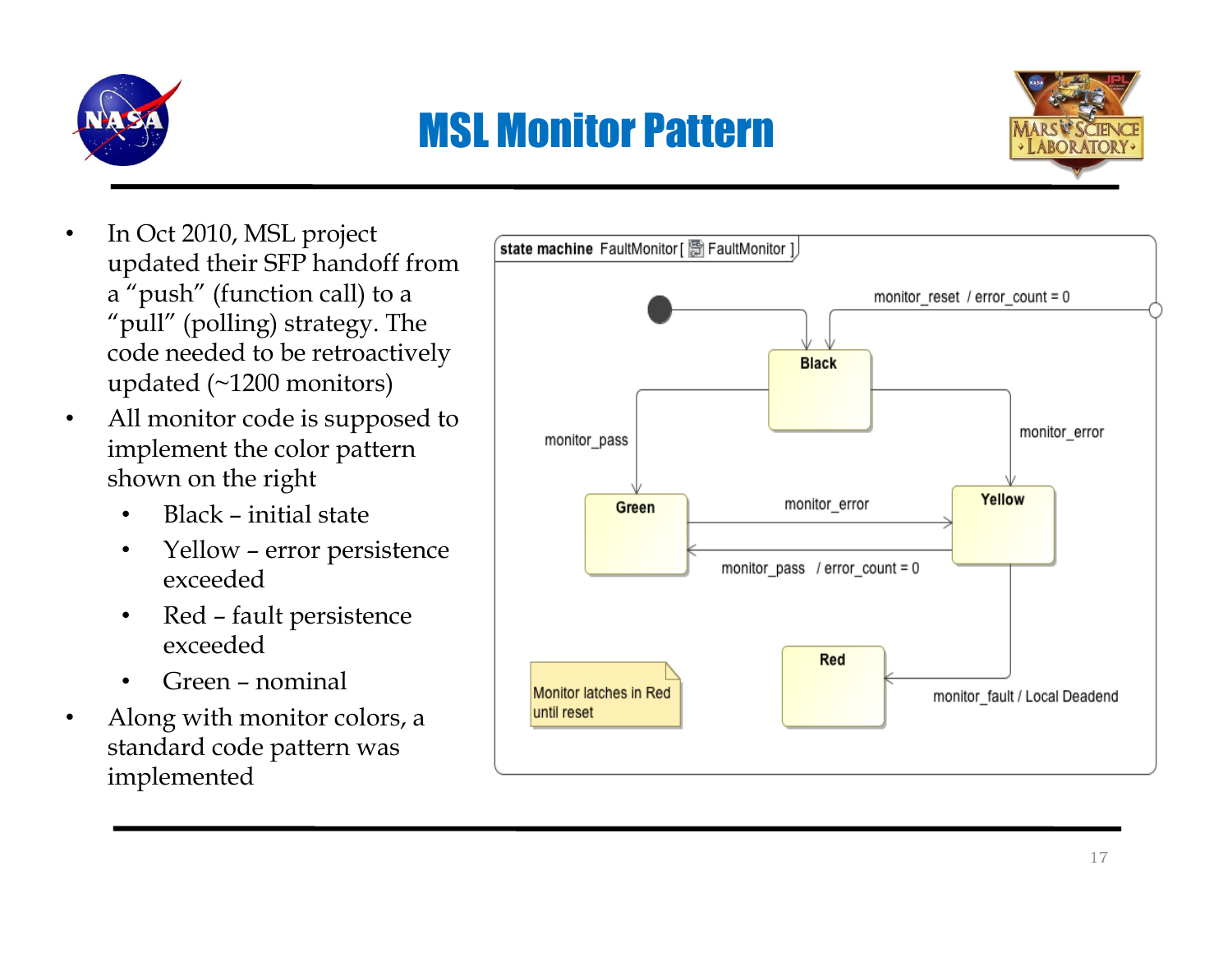# MSL Monitor Pattern

- In Oct 2010, MSL project updated their SFP handoff from a "push" (function call) to a "pull" (polling) strategy. The code needed to be retroactively updated (~1200 monitors)
- All monitor code is supposed to implement the color pattern shown on the right
  - Black – initial state
  - Yellow – error persistence exceeded
  - Red – fault persistence exceeded
  - Green – nominal
- Along with monitor colors, a standard code pattern was implemented

state machine FaultMonitor [ FaultMonitor ]

monitor_reset / error_count = 0

Black

monitor_pass

monitor_error

Green

monitor_error

Yellow

monitor_pass / error_count = 0

Red

monitor_fault / Local Deadend

Monitor latches in Red until reset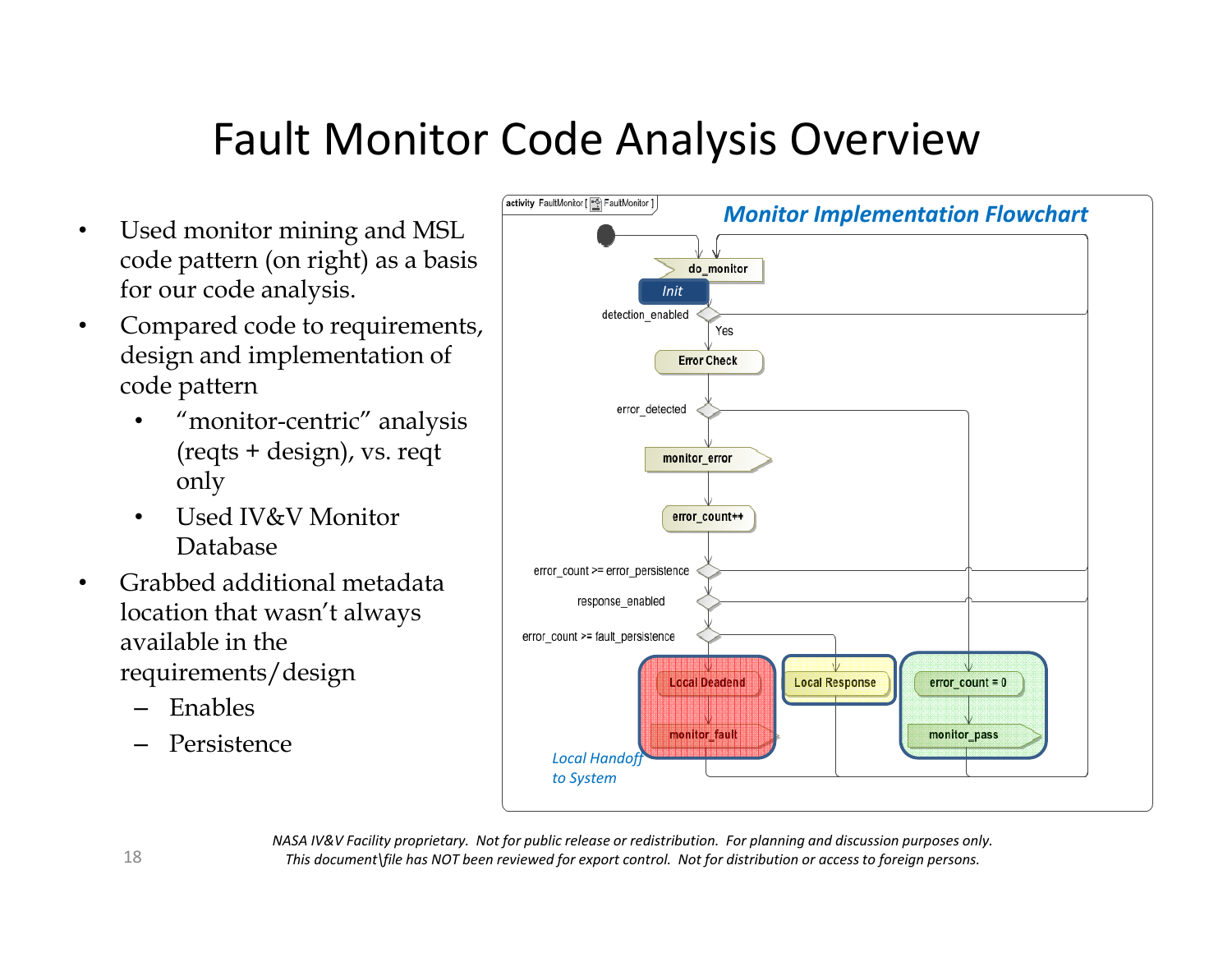# Fault Monitor Code Analysis Overview

- Used monitor mining and MSL code pattern (on right) as a basis for our code analysis.
- Compared code to requirements, design and implementation of code pattern
  - "monitor-centric" analysis (reqts + design), vs. reqt only
  - Used IV&V Monitor Database
- Grabbed additional metadata location that wasn't always available in the requirements/design
  - Enables
  - Persistence

**Monitor Implementation Flowchart**

activity FaultMonitor [ FaultMonitor ]

do_monitor
Init
detection_enabled
Yes
Error Check
error_detected
monitor_error
error_count++
error_count >= error_persistence
response_enabled
error_count >= fault_persistence
Local Deadend
monitor_fault
Local Response
error_count = 0
monitor_pass
*Local Handoff to System*

*NASA IV&V Facility proprietary. Not for public release or redistribution. For planning and discussion purposes only. This document\file has NOT been reviewed for export control. Not for distribution or access to foreign persons.*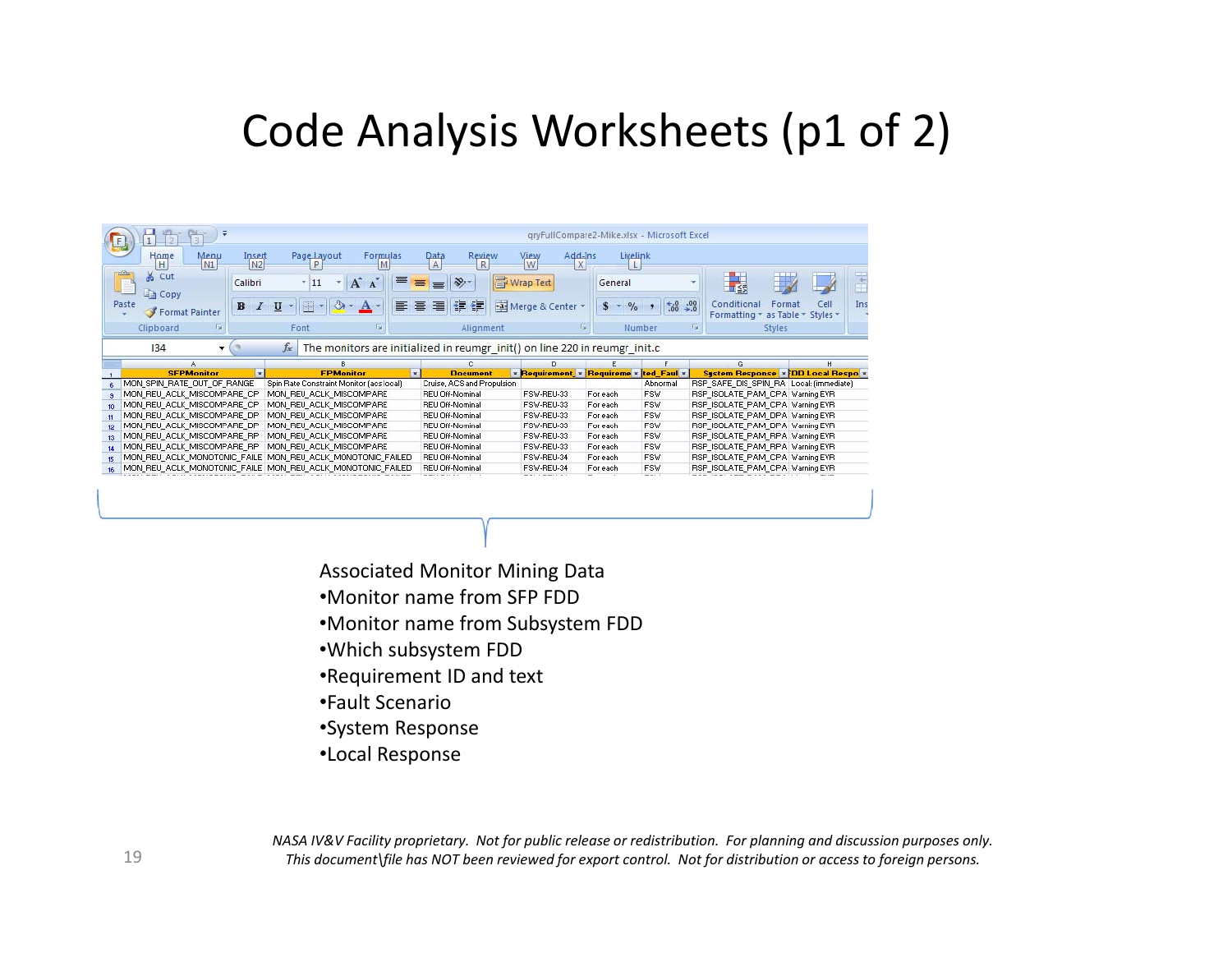# Code Analysis Worksheets (p1 of 2)

| SFPMonitor | FPMonitor | Document | Requirement_ | Requireme | ted_Faul | System Response | FDD Local Respo |
|---|---|---|---|---|---|---|---|
| MON_SPIN_RATE_OUT_OF_RANGE | Spin Rate Constraint Monitor (acs local) | Cruise, ACS and Propulsion | | | Abnormal | RSP_SAFE_DIS_SPIN_RA | Local: (immediate) |
| MON_REU_ACLK_MISCOMPARE_CP | MON_REU_ACLK_MISCOMPARE | REU Off-Nominal | FSW-REU-33 | For each | FSW | RSP_ISOLATE_PAM_CPA | Warning EVR |
| MON_REU_ACLK_MISCOMPARE_CP | MON_REU_ACLK_MISCOMPARE | REU Off-Nominal | FSW-REU-33 | For each | FSW | RSP_ISOLATE_PAM_CPA | Warning EVR |
| MON_REU_ACLK_MISCOMPARE_DP | MON_REU_ACLK_MISCOMPARE | REU Off-Nominal | FSW-REU-33 | For each | FSW | RSP_ISOLATE_PAM_DPA | Warning EVR |
| MON_REU_ACLK_MISCOMPARE_DP | MON_REU_ACLK_MISCOMPARE | REU Off-Nominal | FSW-REU-33 | For each | FSW | RSP_ISOLATE_PAM_DPA | Warning EVR |
| MON_REU_ACLK_MISCOMPARE_RP | MON_REU_ACLK_MISCOMPARE | REU Off-Nominal | FSW-REU-33 | For each | FSW | RSP_ISOLATE_PAM_RPA | Warning EVR |
| MON_REU_ACLK_MISCOMPARE_RP | MON_REU_ACLK_MISCOMPARE | REU Off-Nominal | FSW-REU-33 | For each | FSW | RSP_ISOLATE_PAM_RPA | Warning EVR |
| MON_REU_ACLK_MONOTONIC_FAILE | MON_REU_ACLK_MONOTONIC_FAILED | REU Off-Nominal | FSW-REU-34 | For each | FSW | RSP_ISOLATE_PAM_CPA | Warning EVR |
| MON_REU_ACLK_MONOTONIC_FAILE | MON_REU_ACLK_MONOTONIC_FAILED | REU Off-Nominal | FSW-REU-34 | For each | FSW | RSP_ISOLATE_PAM_CPA | Warning EVR |

Associated Monitor Mining Data

- Monitor name from SFP FDD
- Monitor name from Subsystem FDD
- Which subsystem FDD
- Requirement ID and text
- Fault Scenario
- System Response
- Local Response

*NASA IV&V Facility proprietary. Not for public release or redistribution. For planning and discussion purposes only. This document\file has NOT been reviewed for export control. Not for distribution or access to foreign persons.*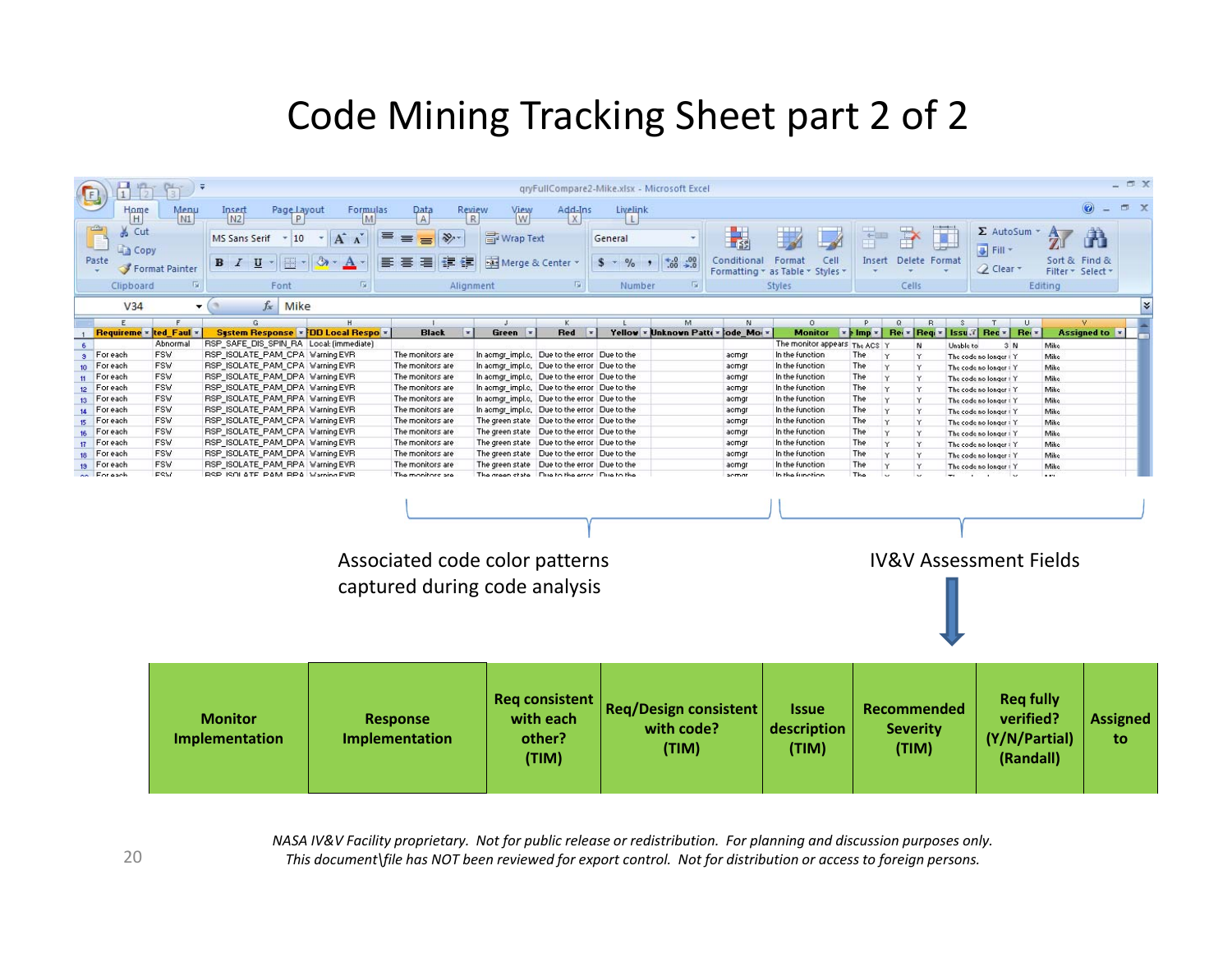# Code Mining Tracking Sheet part 2 of 2

qryFullCompare2-Mike.xlsx - Microsoft Excel

| | Requireme | ted_Faul | System Response | DD Local Respo | Black | Green | Red | Yellow | Unknown Patt | ode_Mo | Monitor | Imp | Re | Req | Issu | Rec | Re | Assigned to |
|---|---|---|---|---|---|---|---|---|---|---|---|---|---|---|---|---|---|---|
| 6 | | Abnormal | RSP_SAFE_DIS_SPIN_RA | Local: (immediate) | | | | | | | The monitor appears | The ACS | Y | N | Unable to | 3 | N | Mike |
| 9 | For each | FSW | RSP_ISOLATE_PAM_CPA | Warning EVR | The monitors are | In acmgr_impl.c, | Due to the error | Due to the | | acmgr | In the function | The | Y | Y | The code no longer | Y | | Mike |
| 10 | For each | FSW | RSP_ISOLATE_PAM_CPA | Warning EVR | The monitors are | In acmgr_impl.c, | Due to the error | Due to the | | acmgr | In the function | The | Y | Y | The code no longer | Y | | Mike |
| 11 | For each | FSW | RSP_ISOLATE_PAM_DPA | Warning EVR | The monitors are | In acmgr_impl.c, | Due to the error | Due to the | | acmgr | In the function | The | Y | Y | The code no longer | Y | | Mike |
| 12 | For each | FSW | RSP_ISOLATE_PAM_DPA | Warning EVR | The monitors are | In acmgr_impl.c, | Due to the error | Due to the | | acmgr | In the function | The | Y | Y | The code no longer | Y | | Mike |
| 13 | For each | FSW | RSP_ISOLATE_PAM_RPA | Warning EVR | The monitors are | In acmgr_impl.c, | Due to the error | Due to the | | acmgr | In the function | The | Y | Y | The code no longer | Y | | Mike |
| 14 | For each | FSW | RSP_ISOLATE_PAM_RPA | Warning EVR | The monitors are | In acmgr_impl.c, | Due to the error | Due to the | | acmgr | In the function | The | Y | Y | The code no longer | Y | | Mike |
| 15 | For each | FSW | RSP_ISOLATE_PAM_CPA | Warning EVR | The monitors are | The green state | Due to the error | Due to the | | acmgr | In the function | The | Y | Y | The code no longer | Y | | Mike |
| 16 | For each | FSW | RSP_ISOLATE_PAM_CPA | Warning EVR | The monitors are | The green state | Due to the error | Due to the | | acmgr | In the function | The | Y | Y | The code no longer | Y | | Mike |
| 17 | For each | FSW | RSP_ISOLATE_PAM_DPA | Warning EVR | The monitors are | The green state | Due to the error | Due to the | | acmgr | In the function | The | Y | Y | The code no longer | Y | | Mike |
| 18 | For each | FSW | RSP_ISOLATE_PAM_DPA | Warning EVR | The monitors are | The green state | Due to the error | Due to the | | acmgr | In the function | The | Y | Y | The code no longer | Y | | Mike |
| 19 | For each | FSW | RSP_ISOLATE_PAM_RPA | Warning EVR | The monitors are | The green state | Due to the error | Due to the | | acmgr | In the function | The | Y | Y | The code no longer | Y | | Mike |

Associated code color patterns captured during code analysis

IV&V Assessment Fields

| Monitor Implementation | Response Implementation | Req consistent with each other? (TIM) | Req/Design consistent with code? (TIM) | Issue description (TIM) | Recommended Severity (TIM) | Req fully verified? (Y/N/Partial) (Randall) | Assigned to |
|---|---|---|---|---|---|---|---|

*NASA IV&V Facility proprietary. Not for public release or redistribution. For planning and discussion purposes only.*
*This document\file has NOT been reviewed for export control. Not for distribution or access to foreign persons.*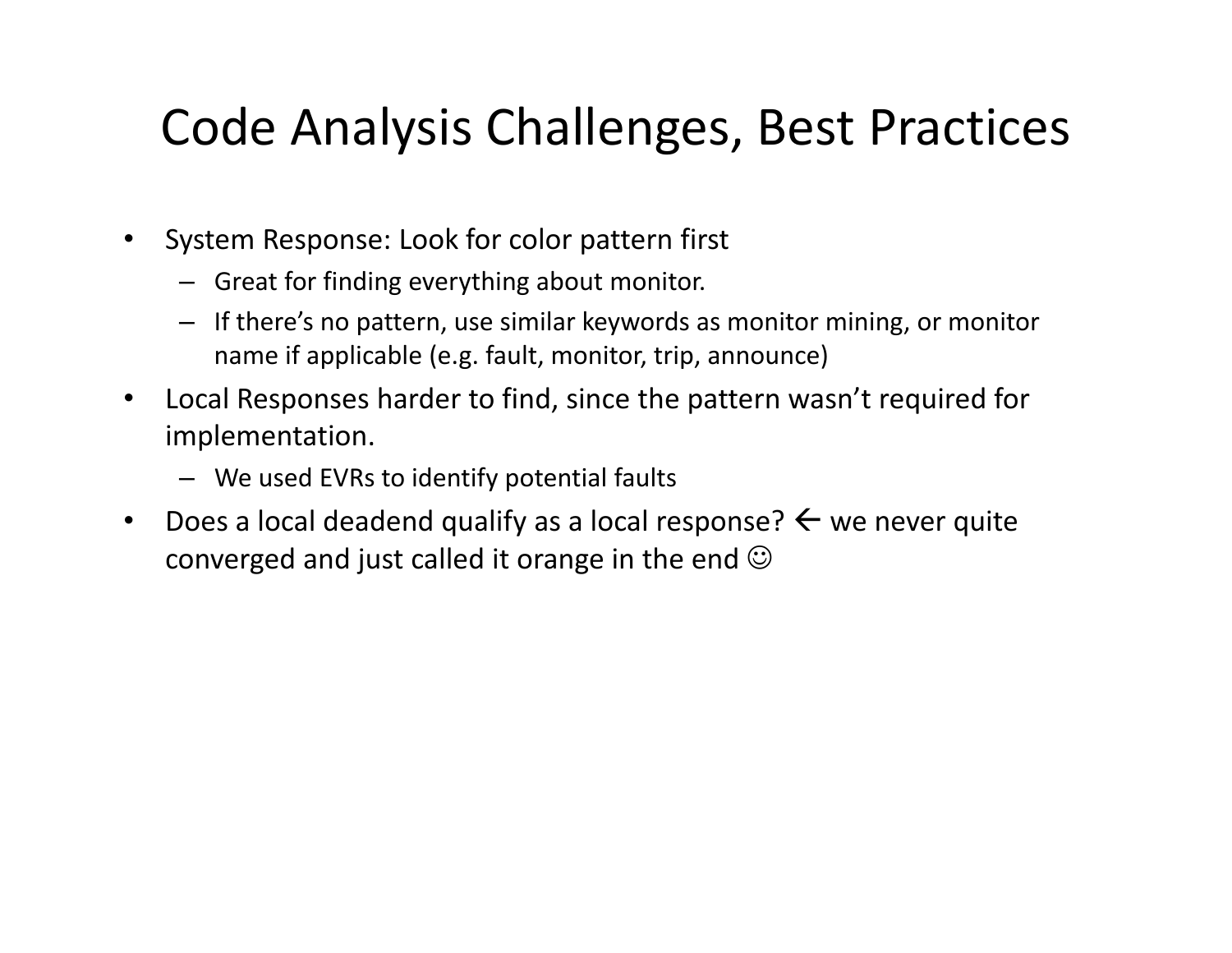# Code Analysis Challenges, Best Practices

- System Response: Look for color pattern first
  - Great for finding everything about monitor.
  - If there's no pattern, use similar keywords as monitor mining, or monitor name if applicable (e.g. fault, monitor, trip, announce)
- Local Responses harder to find, since the pattern wasn't required for implementation.
  - We used EVRs to identify potential faults
- Does a local deadend qualify as a local response? ← we never quite converged and just called it orange in the end ☺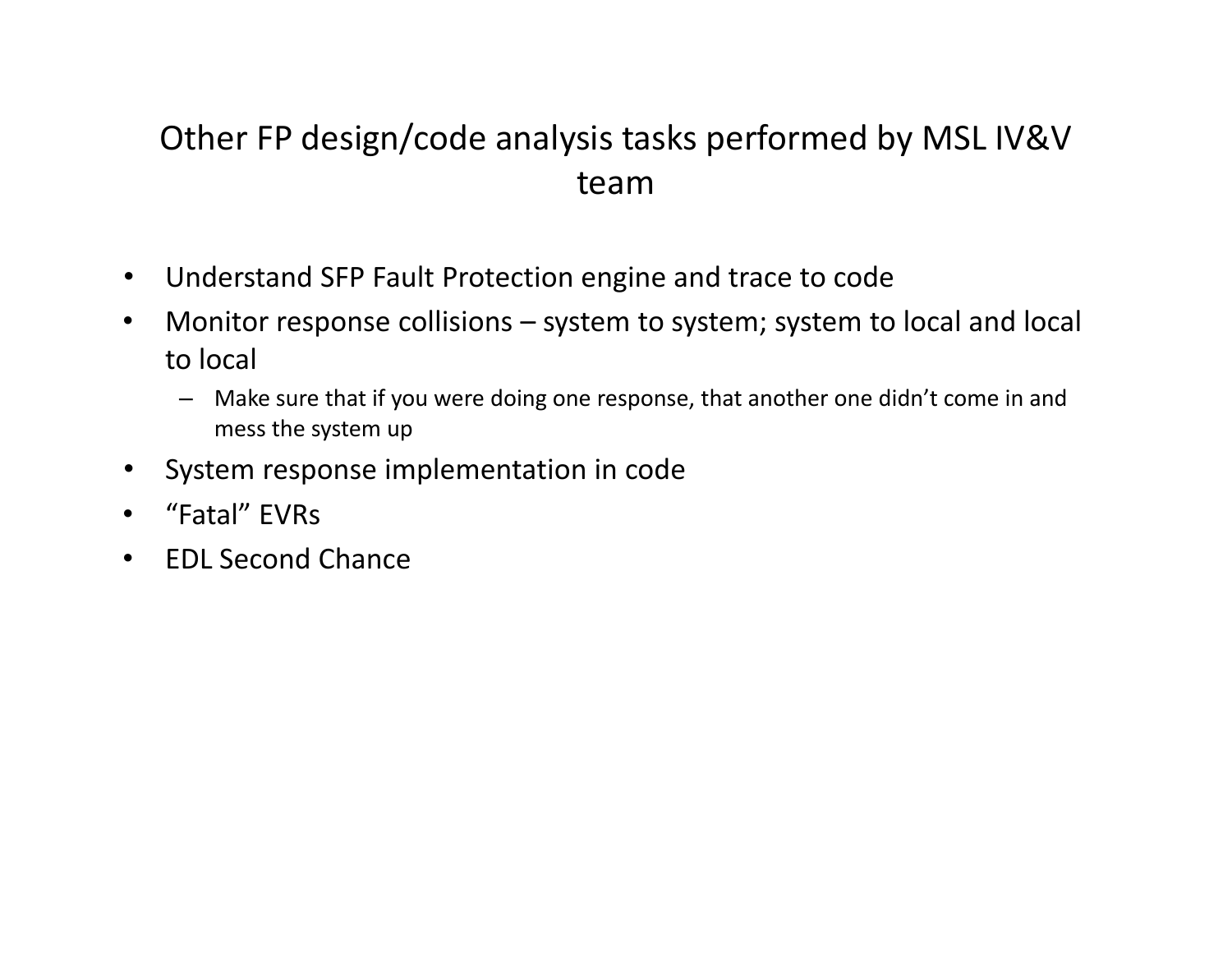# Other FP design/code analysis tasks performed by MSL IV&V team

- Understand SFP Fault Protection engine and trace to code
- Monitor response collisions – system to system; system to local and local to local
  - Make sure that if you were doing one response, that another one didn't come in and mess the system up
- System response implementation in code
- "Fatal" EVRs
- EDL Second Chance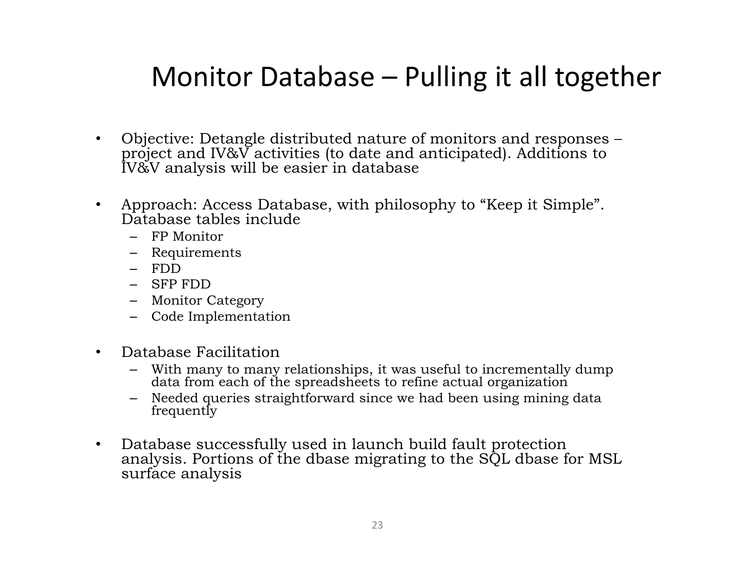# Monitor Database – Pulling it all together

- Objective: Detangle distributed nature of monitors and responses – project and IV&V activities (to date and anticipated). Additions to IV&V analysis will be easier in database
- Approach: Access Database, with philosophy to "Keep it Simple". Database tables include
  - FP Monitor
  - Requirements
  - FDD
  - SFP FDD
  - Monitor Category
  - Code Implementation
- Database Facilitation
  - With many to many relationships, it was useful to incrementally dump data from each of the spreadsheets to refine actual organization
  - Needed queries straightforward since we had been using mining data frequently
- Database successfully used in launch build fault protection analysis. Portions of the dbase migrating to the SQL dbase for MSL surface analysis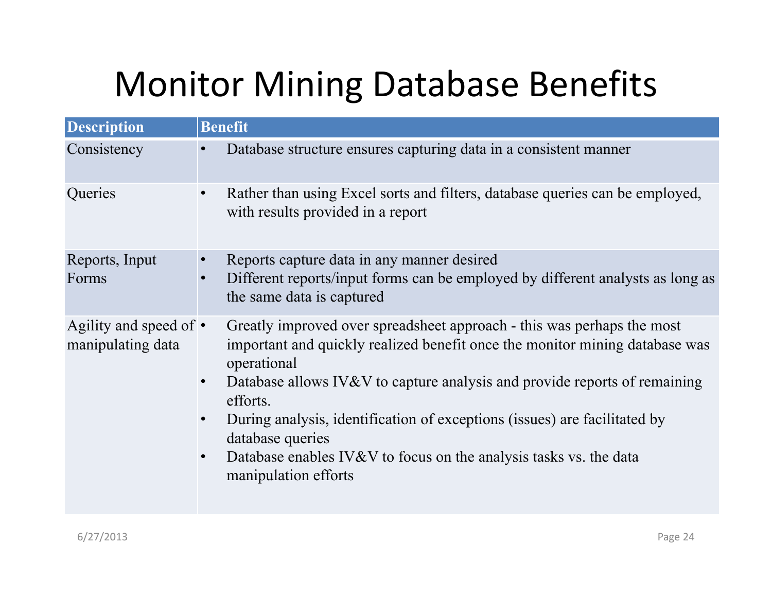# Monitor Mining Database Benefits

| Description | Benefit |
|---|---|
| Consistency | • Database structure ensures capturing data in a consistent manner |
| Queries | • Rather than using Excel sorts and filters, database queries can be employed, with results provided in a report |
| Reports, Input Forms | • Reports capture data in any manner desired<br>• Different reports/input forms can be employed by different analysts as long as the same data is captured |
| Agility and speed of manipulating data | • Greatly improved over spreadsheet approach - this was perhaps the most important and quickly realized benefit once the monitor mining database was operational<br>• Database allows IV&V to capture analysis and provide reports of remaining efforts.<br>• During analysis, identification of exceptions (issues) are facilitated by database queries<br>• Database enables IV&V to focus on the analysis tasks vs. the data manipulation efforts |

6/27/2013